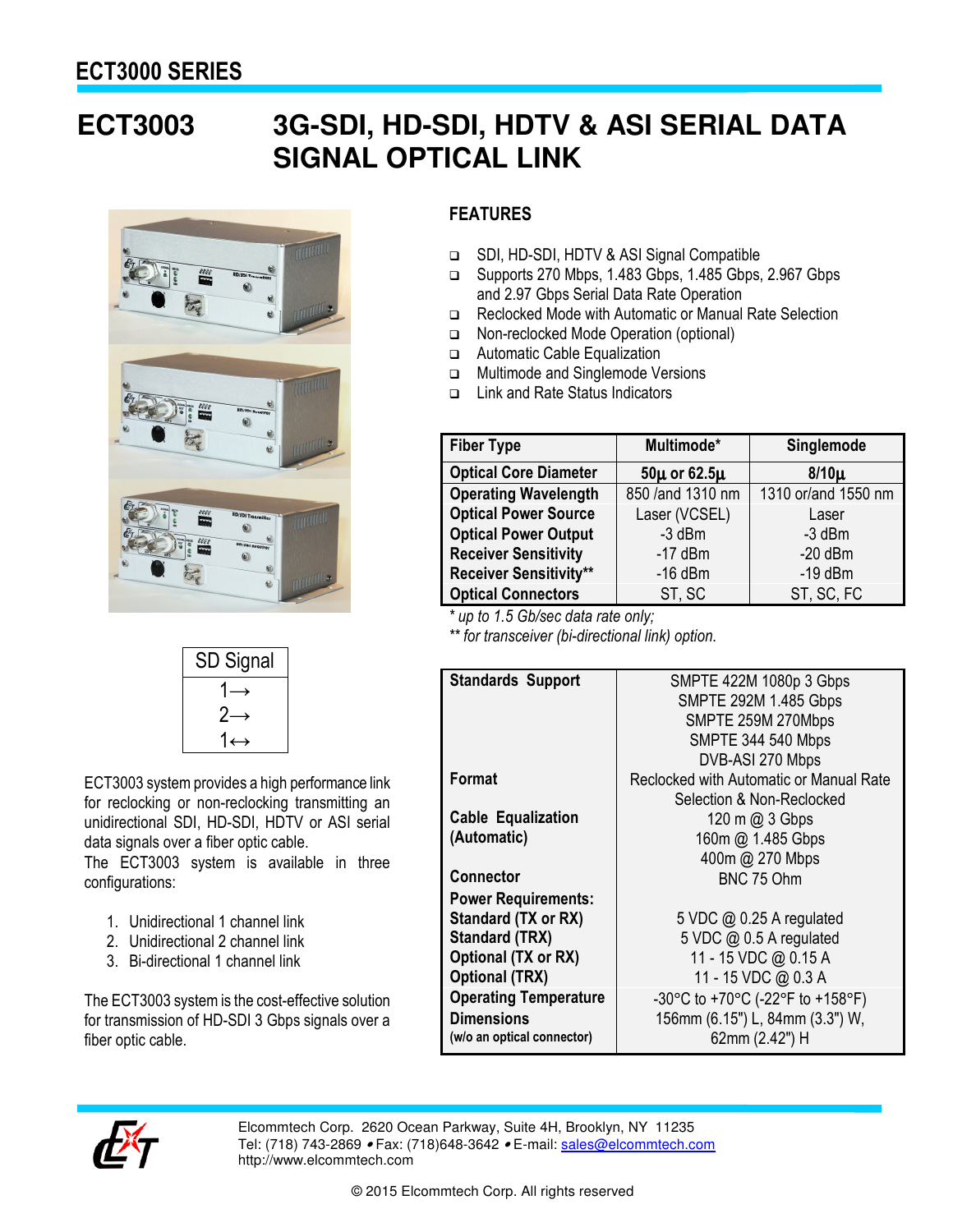## ECT3000 SERIES

# ECT3003 3G-SDI, HD-SDI, HDTV & ASI SERIAL DATA SIGNAL OPTICAL LINK

| SD Signal |
|---|
| 1→ |
| 2→ |
| 1↔ |

ECT3003 system provides a high performance link for reclocking or non-reclocking transmitting an unidirectional SDI, HD-SDI, HDTV or ASI serial data signals over a fiber optic cable.
The ECT3003 system is available in three configurations:

1. Unidirectional 1 channel link
2. Unidirectional 2 channel link
3. Bi-directional 1 channel link

The ECT3003 system is the cost-effective solution for transmission of HD-SDI 3 Gbps signals over a fiber optic cable.

## FEATURES

- SDI, HD-SDI, HDTV & ASI Signal Compatible
- Supports 270 Mbps, 1.483 Gbps, 1.485 Gbps, 2.967 Gbps and 2.97 Gbps Serial Data Rate Operation
- Reclocked Mode with Automatic or Manual Rate Selection
- Non-reclocked Mode Operation (optional)
- Automatic Cable Equalization
- Multimode and Singlemode Versions
- Link and Rate Status Indicators

| **Fiber Type** | **Multimode*** | **Singlemode** |
|---|---|---|
| **Optical Core Diameter** | **50µ or 62.5µ** | **8/10µ** |
| **Operating Wavelength** | 850 /and 1310 nm | 1310 or/and 1550 nm |
| **Optical Power Source** | Laser (VCSEL) | Laser |
| **Optical Power Output** | -3 dBm | -3 dBm |
| **Receiver Sensitivity** | -17 dBm | -20 dBm |
| **Receiver Sensitivity**** | -16 dBm | -19 dBm |
| **Optical Connectors** | ST, SC | ST, SC, FC |

*\* up to 1.5 Gb/sec data rate only;*
*\*\* for transceiver (bi-directional link) option.*

| | |
|---|---|
| **Standards Support** | SMPTE 422M 1080p 3 Gbps<br>SMPTE 292M 1.485 Gbps<br>SMPTE 259M 270Mbps<br>SMPTE 344 540 Mbps<br>DVB-ASI 270 Mbps |
| **Format** | Reclocked with Automatic or Manual Rate Selection & Non-Reclocked |
| **Cable Equalization (Automatic)** | 120 m @ 3 Gbps<br>160m @ 1.485 Gbps<br>400m @ 270 Mbps |
| **Connector** | BNC 75 Ohm |
| **Power Requirements:** | |
| **Standard (TX or RX)** | 5 VDC @ 0.25 A regulated |
| **Standard (TRX)** | 5 VDC @ 0.5 A regulated |
| **Optional (TX or RX)** | 11 - 15 VDC @ 0.15 A |
| **Optional (TRX)** | 11 - 15 VDC @ 0.3 A |
| **Operating Temperature** | -30°C to +70°C (-22°F to +158°F) |
| **Dimensions** (w/o an optical connector) | 156mm (6.15") L, 84mm (3.3") W, 62mm (2.42") H |

Elcommtech Corp. 2620 Ocean Parkway, Suite 4H, Brooklyn, NY 11235
Tel: (718) 743-2869 • Fax: (718)648-3642 • E-mail: sales@elcommtech.com
http://www.elcommtech.com

© 2015 Elcommtech Corp. All rights reserved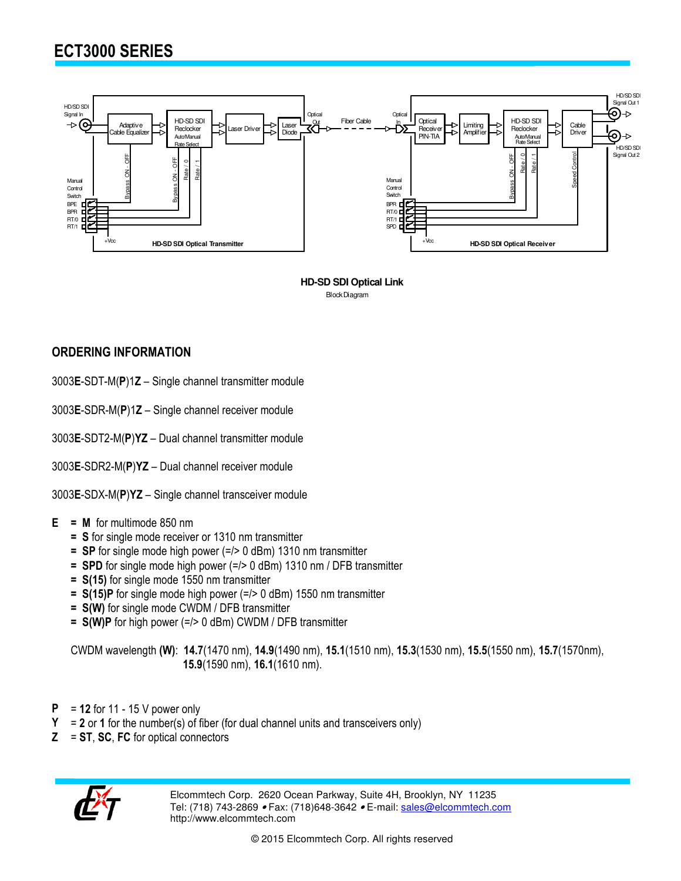HD/SD SDI Signal In

Adaptive Cable Equalizer

HD-SD SDI Reclocker Auto/Manual Rate Select

Laser Driver

Laser Diode

Optical Out

Fiber Cable

Optical In

Optical Receiver PIN-TIA

Limiting Amplifier

HD-SD SDI Reclocker Auto/Manual Rate Select

Cable Driver

HD/SD SDI Signal Out 1

HD/SD SDI Signal Out 2

Bypass ON - OFF

Bypass ON - OFF

Rate / 0

Rate / 1

Manual Control Switch

BPE

BPR

RT/0

RT/1

+Vcc

HD-SD SDI Optical Transmitter

Bypass ON - OFF

Rate / 0

Rate / 1

Speed Control

Manual Control Switch

BPR

RT/0

RT/1

SPD

+Vcc

HD-SD SDI Optical Receiver

**HD-SD SDI Optical Link**

Block Diagram

## ORDERING INFORMATION

3003**E**-SDT-M(**P**)1**Z** – Single channel transmitter module

3003**E**-SDR-M(**P**)1**Z** – Single channel receiver module

3003**E**-SDT2-M(**P**)**YZ** – Dual channel transmitter module

3003**E**-SDR2-M(**P**)**YZ** – Dual channel receiver module

3003**E**-SDX-M(**P**)**YZ** – Single channel transceiver module

**E** = **M** for multimode 850 nm
= **S** for single mode receiver or 1310 nm transmitter
= **SP** for single mode high power (=/> 0 dBm) 1310 nm transmitter
= **SPD** for single mode high power (=/> 0 dBm) 1310 nm / DFB transmitter
= **S(15)** for single mode 1550 nm transmitter
= **S(15)P** for single mode high power (=/> 0 dBm) 1550 nm transmitter
= **S(W)** for single mode CWDM / DFB transmitter
= **S(W)P** for high power (=/> 0 dBm) CWDM / DFB transmitter

CWDM wavelength **(W)**: **14.7**(1470 nm), **14.9**(1490 nm), **15.1**(1510 nm), **15.3**(1530 nm), **15.5**(1550 nm), **15.7**(1570nm), **15.9**(1590 nm), **16.1**(1610 nm).

**P** = **12** for 11 - 15 V power only
**Y** = **2** or **1** for the number(s) of fiber (for dual channel units and transceivers only)
**Z** = **ST**, **SC**, **FC** for optical connectors

Elcommtech Corp. 2620 Ocean Parkway, Suite 4H, Brooklyn, NY 11235
Tel: (718) 743-2869 • Fax: (718)648-3642 • E-mail: sales@elcommtech.com
http://www.elcommtech.com

© 2015 Elcommtech Corp. All rights reserved